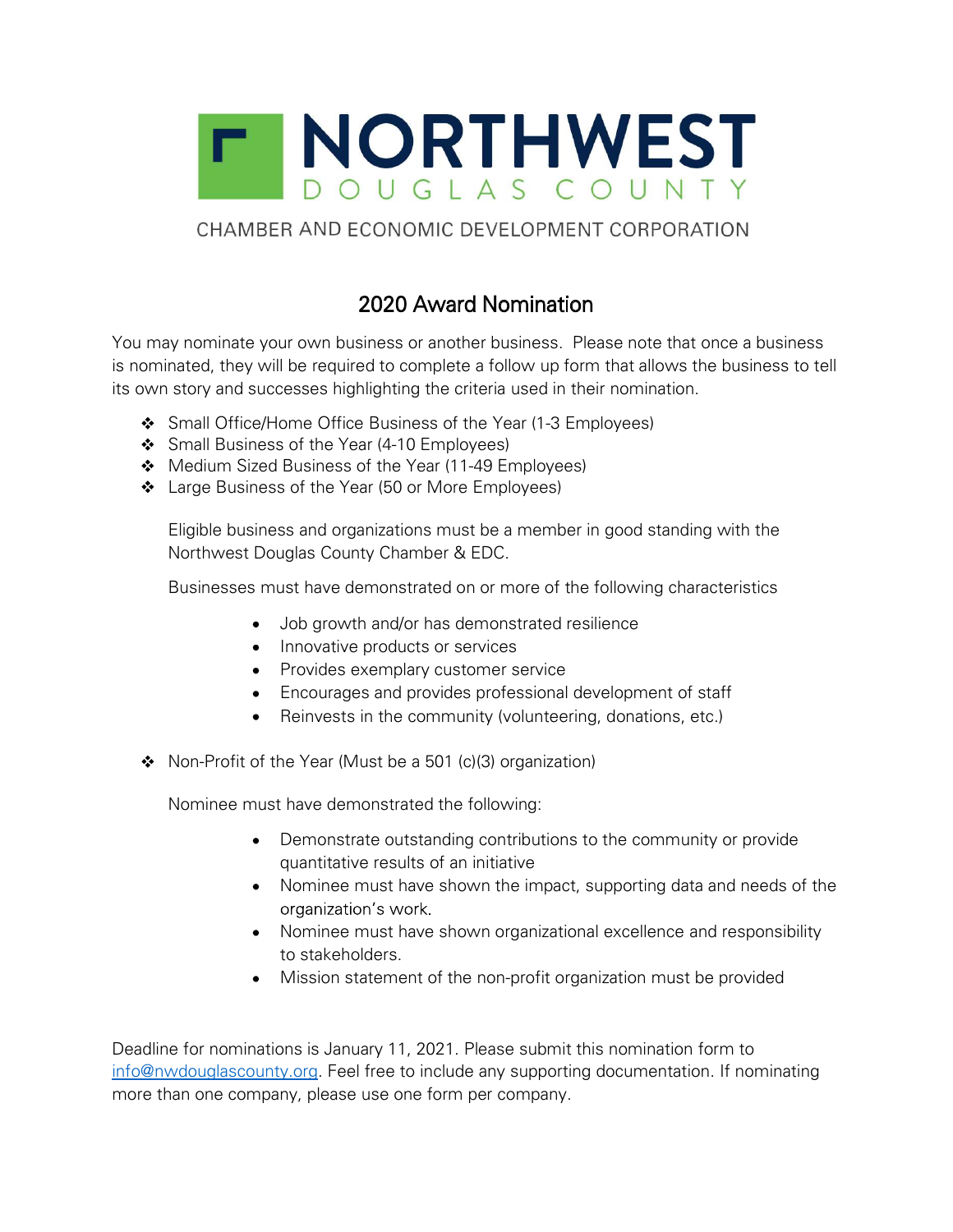# NORTHWEST DOUGLAS COUNTY

CHAMBER AND ECONOMIC DEVELOPMENT CORPORATION

## 2020 Award Nomination

You may nominate your own business or another business. Please note that once a business is nominated, they will be required to complete a follow up form that allows the business to tell its own story and successes highlighting the criteria used in their nomination.

- Small Office/Home Office Business of the Year (1-3 Employees)
- Small Business of the Year (4-10 Employees)
- Medium Sized Business of the Year (11-49 Employees)
- Large Business of the Year (50 or More Employees)

  Eligible business and organizations must be a member in good standing with the Northwest Douglas County Chamber & EDC.

  Businesses must have demonstrated on or more of the following characteristics

  - Job growth and/or has demonstrated resilience
  - Innovative products or services
  - Provides exemplary customer service
  - Encourages and provides professional development of staff
  - Reinvests in the community (volunteering, donations, etc.)

- Non-Profit of the Year (Must be a 501 (c)(3) organization)

  Nominee must have demonstrated the following:

  - Demonstrate outstanding contributions to the community or provide quantitative results of an initiative
  - Nominee must have shown the impact, supporting data and needs of the organization's work.
  - Nominee must have shown organizational excellence and responsibility to stakeholders.
  - Mission statement of the non-profit organization must be provided

Deadline for nominations is January 11, 2021. Please submit this nomination form to info@nwdouglascounty.org. Feel free to include any supporting documentation. If nominating more than one company, please use one form per company.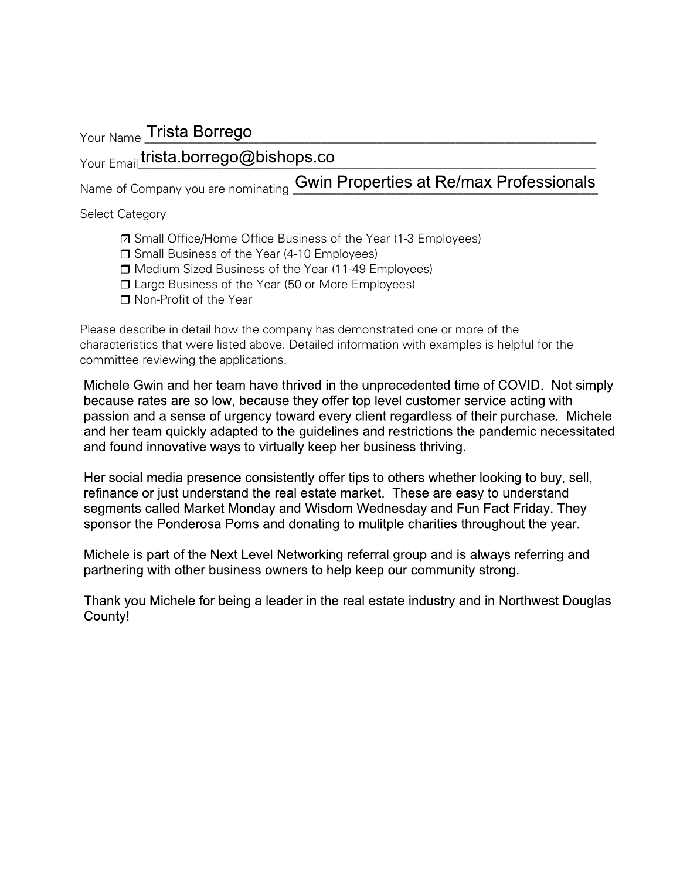Your Name Trista Borrego

Your Email trista.borrego@bishops.co

Name of Company you are nominating Gwin Properties at Re/max Professionals

Select Category

- ☑ Small Office/Home Office Business of the Year (1-3 Employees)
- ☐ Small Business of the Year (4-10 Employees)
- ☐ Medium Sized Business of the Year (11-49 Employees)
- ☐ Large Business of the Year (50 or More Employees)
- ☐ Non-Profit of the Year

Please describe in detail how the company has demonstrated one or more of the characteristics that were listed above. Detailed information with examples is helpful for the committee reviewing the applications.

Michele Gwin and her team have thrived in the unprecedented time of COVID. Not simply because rates are so low, because they offer top level customer service acting with passion and a sense of urgency toward every client regardless of their purchase. Michele and her team quickly adapted to the guidelines and restrictions the pandemic necessitated and found innovative ways to virtually keep her business thriving.

Her social media presence consistently offer tips to others whether looking to buy, sell, refinance or just understand the real estate market. These are easy to understand segments called Market Monday and Wisdom Wednesday and Fun Fact Friday. They sponsor the Ponderosa Poms and donating to mulitple charities throughout the year.

Michele is part of the Next Level Networking referral group and is always referring and partnering with other business owners to help keep our community strong.

Thank you Michele for being a leader in the real estate industry and in Northwest Douglas County!